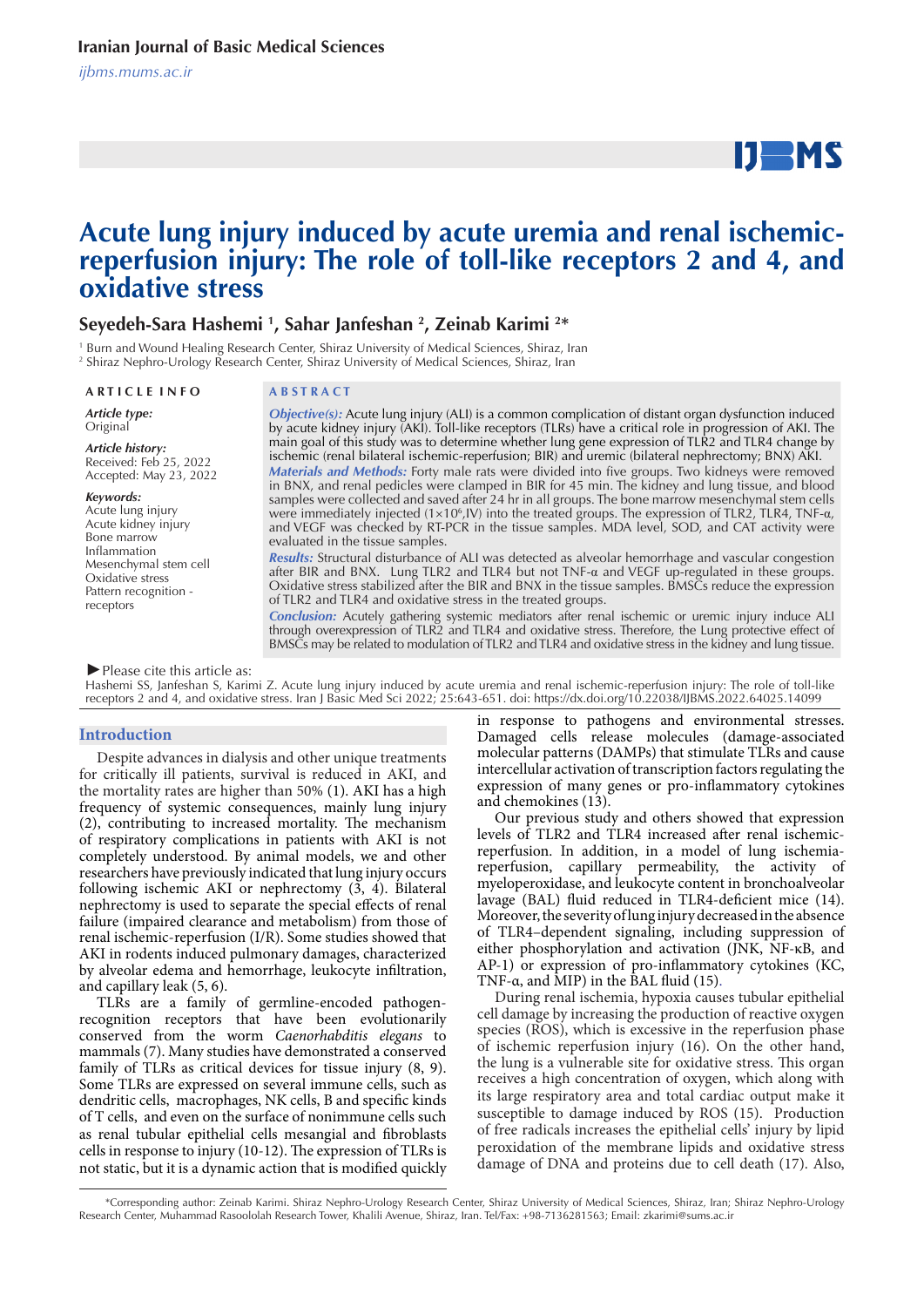# Acute lung injury induced by acute uremia and renal ischemic-reperfusion injury: The role of toll-like receptors 2 and 4, and oxidative stress

**Seyedeh-Sara Hashemi [1], Sahar Janfeshan [2], Zeinab Karimi [2]***

[1] Burn and Wound Healing Research Center, Shiraz University of Medical Sciences, Shiraz, Iran
[2] Shiraz Nephro-Urology Research Center, Shiraz University of Medical Sciences, Shiraz, Iran

**ARTICLE INFO**

*Article type:*
Original

*Article history:*
Received: Feb 25, 2022
Accepted: May 23, 2022

*Keywords:*
Acute lung injury
Acute kidney injury
Bone marrow
Inflammation
Mesenchymal stem cell
Oxidative stress
Pattern recognition - receptors

**ABSTRACT**

***Objective(s):*** Acute lung injury (ALI) is a common complication of distant organ dysfunction induced by acute kidney injury (AKI). Toll-like receptors (TLRs) have a critical role in progression of AKI. The main goal of this study was to determine whether lung gene expression of TLR2 and TLR4 change by ischemic (renal bilateral ischemic-reperfusion; BIR) and uremic (bilateral nephrectomy; BNX) AKI.

***Materials and Methods:*** Forty male rats were divided into five groups. Two kidneys were removed in BNX, and renal pedicles were clamped in BIR for 45 min. The kidney and lung tissue, and blood samples were collected and saved after 24 hr in all groups. The bone marrow mesenchymal stem cells were immediately injected ($1\times10^6$,IV) into the treated groups. The expression of TLR2, TLR4, TNF-α, and VEGF was checked by RT-PCR in the tissue samples. MDA level, SOD, and CAT activity were evaluated in the tissue samples.

***Results:*** Structural disturbance of ALI was detected as alveolar hemorrhage and vascular congestion after BIR and BNX. Lung TLR2 and TLR4 but not TNF-α and VEGF up-regulated in these groups. Oxidative stress stabilized after the BIR and BNX in the tissue samples. BMSCs reduce the expression of TLR2 and TLR4 and oxidative stress in the treated groups.

***Conclusion:*** Acutely gathering systemic mediators after renal ischemic or uremic injury induce ALI through overexpression of TLR2 and TLR4 and oxidative stress. Therefore, the Lung protective effect of BMSCs may be related to modulation of TLR2 and TLR4 and oxidative stress in the kidney and lung tissue.

►Please cite this article as:
Hashemi SS, Janfeshan S, Karimi Z. Acute lung injury induced by acute uremia and renal ischemic-reperfusion injury: The role of toll-like receptors 2 and 4, and oxidative stress. Iran J Basic Med Sci 2022; 25:643-651. doi: https://dx.doi.org/10.22038/IJBMS.2022.64025.14099

## Introduction

Despite advances in dialysis and other unique treatments for critically ill patients, survival is reduced in AKI, and the mortality rates are higher than 50% (1). AKI has a high frequency of systemic consequences, mainly lung injury (2), contributing to increased mortality. The mechanism of respiratory complications in patients with AKI is not completely understood. By animal models, we and other researchers have previously indicated that lung injury occurs following ischemic AKI or nephrectomy (3, 4). Bilateral nephrectomy is used to separate the special effects of renal failure (impaired clearance and metabolism) from those of renal ischemic-reperfusion (I/R). Some studies showed that AKI in rodents induced pulmonary damages, characterized by alveolar edema and hemorrhage, leukocyte infiltration, and capillary leak (5, 6).

TLRs are a family of germline-encoded pathogen-recognition receptors that have been evolutionarily conserved from the worm *Caenorhabditis elegans* to mammals (7). Many studies have demonstrated a conserved family of TLRs as critical devices for tissue injury (8, 9). Some TLRs are expressed on several immune cells, such as dendritic cells, macrophages, NK cells, B and specific kinds of T cells, and even on the surface of nonimmune cells such as renal tubular epithelial cells mesangial and fibroblasts cells in response to injury (10-12). The expression of TLRs is not static, but it is a dynamic action that is modified quickly in response to pathogens and environmental stresses. Damaged cells release molecules (damage-associated molecular patterns (DAMPs) that stimulate TLRs and cause intercellular activation of transcription factors regulating the expression of many genes or pro-inflammatory cytokines and chemokines (13).

Our previous study and others showed that expression levels of TLR2 and TLR4 increased after renal ischemic-reperfusion. In addition, in a model of lung ischemia-reperfusion, capillary permeability, the activity of myeloperoxidase, and leukocyte content in bronchoalveolar lavage (BAL) fluid reduced in TLR4-deficient mice (14). Moreover, the severity of lung injury decreased in the absence of TLR4–dependent signaling, including suppression of either phosphorylation and activation (JNK, NF-κB, and AP-1) or expression of pro-inflammatory cytokines (KC, TNF-α, and MIP) in the BAL fluid (15).

During renal ischemia, hypoxia causes tubular epithelial cell damage by increasing the production of reactive oxygen species (ROS), which is excessive in the reperfusion phase of ischemic reperfusion injury (16). On the other hand, the lung is a vulnerable site for oxidative stress. This organ receives a high concentration of oxygen, which along with its large respiratory area and total cardiac output make it susceptible to damage induced by ROS (15). Production of free radicals increases the epithelial cells' injury by lipid peroxidation of the membrane lipids and oxidative stress damage of DNA and proteins due to cell death (17). Also,

*Corresponding author: Zeinab Karimi. Shiraz Nephro-Urology Research Center, Shiraz University of Medical Sciences, Shiraz, Iran; Shiraz Nephro-Urology Research Center, Muhammad Rasoololah Research Tower, Khalili Avenue, Shiraz, Iran. Tel/Fax: +98-7136281563; Email: zkarimi@sums.ac.ir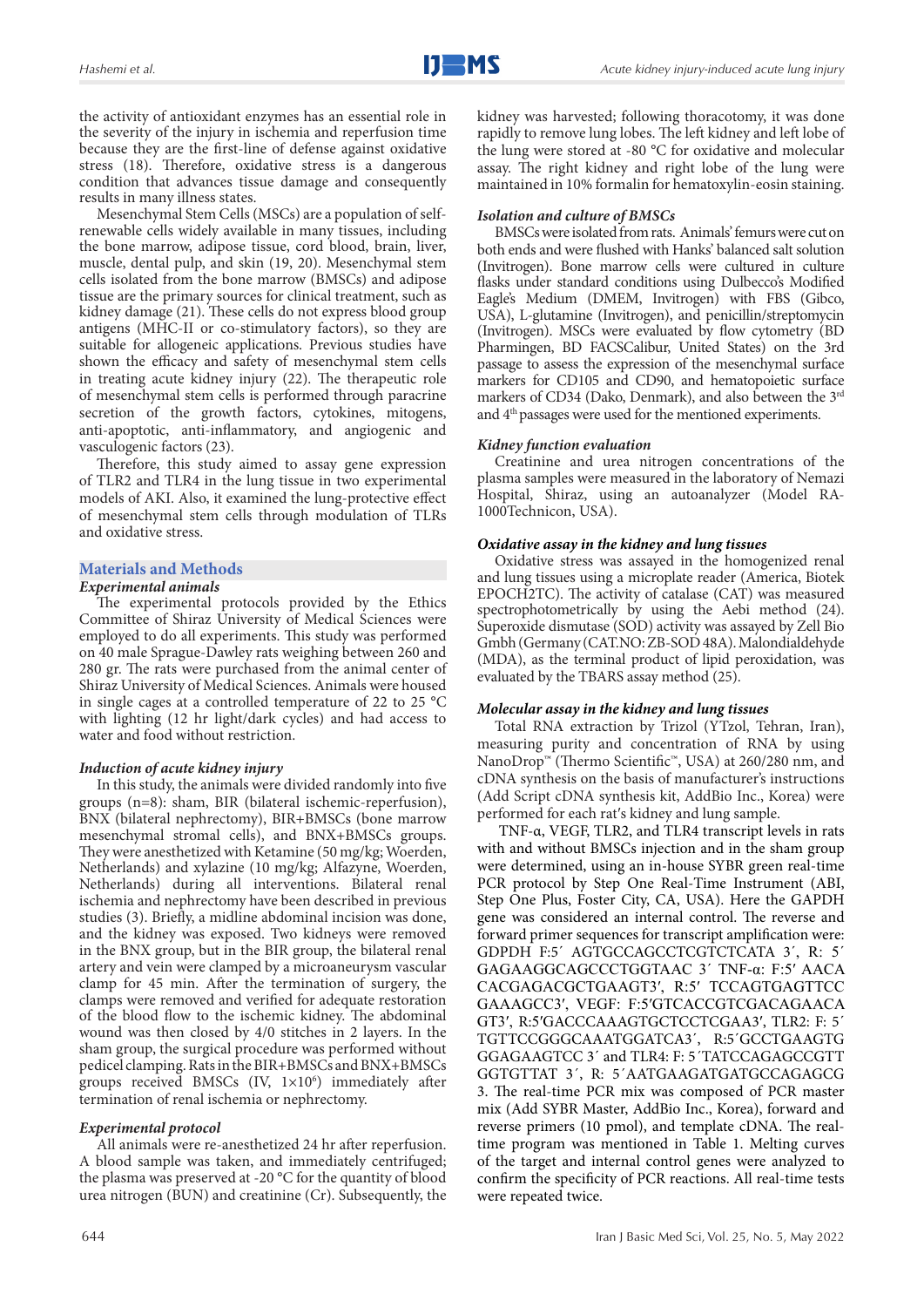the activity of antioxidant enzymes has an essential role in the severity of the injury in ischemia and reperfusion time because they are the first-line of defense against oxidative stress (18). Therefore, oxidative stress is a dangerous condition that advances tissue damage and consequently results in many illness states.

Mesenchymal Stem Cells (MSCs) are a population of self-renewable cells widely available in many tissues, including the bone marrow, adipose tissue, cord blood, brain, liver, muscle, dental pulp, and skin (19, 20). Mesenchymal stem cells isolated from the bone marrow (BMSCs) and adipose tissue are the primary sources for clinical treatment, such as kidney damage (21). These cells do not express blood group antigens (MHC-II or co-stimulatory factors), so they are suitable for allogeneic applications. Previous studies have shown the efficacy and safety of mesenchymal stem cells in treating acute kidney injury (22). The therapeutic role of mesenchymal stem cells is performed through paracrine secretion of the growth factors, cytokines, mitogens, anti-apoptotic, anti-inflammatory, and angiogenic and vasculogenic factors (23).

Therefore, this study aimed to assay gene expression of TLR2 and TLR4 in the lung tissue in two experimental models of AKI. Also, it examined the lung-protective effect of mesenchymal stem cells through modulation of TLRs and oxidative stress.

## Materials and Methods

### Experimental animals

The experimental protocols provided by the Ethics Committee of Shiraz University of Medical Sciences were employed to do all experiments. This study was performed on 40 male Sprague-Dawley rats weighing between 260 and 280 gr. The rats were purchased from the animal center of Shiraz University of Medical Sciences. Animals were housed in single cages at a controlled temperature of 22 to 25 °C with lighting (12 hr light/dark cycles) and had access to water and food without restriction.

### Induction of acute kidney injury

In this study, the animals were divided randomly into five groups (n=8): sham, BIR (bilateral ischemic-reperfusion), BNX (bilateral nephrectomy), BIR+BMSCs (bone marrow mesenchymal stromal cells), and BNX+BMSCs groups. They were anesthetized with Ketamine (50 mg/kg; Woerden, Netherlands) and xylazine (10 mg/kg; Alfazyne, Woerden, Netherlands) during all interventions. Bilateral renal ischemia and nephrectomy have been described in previous studies (3). Briefly, a midline abdominal incision was done, and the kidney was exposed. Two kidneys were removed in the BNX group, but in the BIR group, the bilateral renal artery and vein were clamped by a microaneurysm vascular clamp for 45 min. After the termination of surgery, the clamps were removed and verified for adequate restoration of the blood flow to the ischemic kidney. The abdominal wound was then closed by 4/0 stitches in 2 layers. In the sham group, the surgical procedure was performed without pedicel clamping. Rats in the BIR+BMSCs and BNX+BMSCs groups received BMSCs (IV, $1\times10^6$) immediately after termination of renal ischemia or nephrectomy.

### Experimental protocol

All animals were re-anesthetized 24 hr after reperfusion. A blood sample was taken, and immediately centrifuged; the plasma was preserved at -20 °C for the quantity of blood urea nitrogen (BUN) and creatinine (Cr). Subsequently, the kidney was harvested; following thoracotomy, it was done rapidly to remove lung lobes. The left kidney and left lobe of the lung were stored at -80 °C for oxidative and molecular assay. The right kidney and right lobe of the lung were maintained in 10% formalin for hematoxylin-eosin staining.

### Isolation and culture of BMSCs

BMSCs were isolated from rats. Animals' femurs were cut on both ends and were flushed with Hanks' balanced salt solution (Invitrogen). Bone marrow cells were cultured in culture flasks under standard conditions using Dulbecco's Modified Eagle's Medium (DMEM, Invitrogen) with FBS (Gibco, USA), L-glutamine (Invitrogen), and penicillin/streptomycin (Invitrogen). MSCs were evaluated by flow cytometry (BD Pharmingen, BD FACSCalibur, United States) on the 3rd passage to assess the expression of the mesenchymal surface markers for CD105 and CD90, and hematopoietic surface markers of CD34 (Dako, Denmark), and also between the 3rd and 4th passages were used for the mentioned experiments.

### Kidney function evaluation

Creatinine and urea nitrogen concentrations of the plasma samples were measured in the laboratory of Nemazi Hospital, Shiraz, using an autoanalyzer (Model RA-1000Technicon, USA).

### Oxidative assay in the kidney and lung tissues

Oxidative stress was assayed in the homogenized renal and lung tissues using a microplate reader (America, Biotek EPOCH2TC). The activity of catalase (CAT) was measured spectrophotometrically by using the Aebi method (24). Superoxide dismutase (SOD) activity was assayed by Zell Bio Gmbh (Germany (CAT.NO: ZB-SOD 48A). Malondialdehyde (MDA), as the terminal product of lipid peroxidation, was evaluated by the TBARS assay method (25).

### Molecular assay in the kidney and lung tissues

Total RNA extraction by Trizol (YTzol, Tehran, Iran), measuring purity and concentration of RNA by using NanoDrop™ (Thermo Scientific™, USA) at 260/280 nm, and cDNA synthesis on the basis of manufacturer's instructions (Add Script cDNA synthesis kit, AddBio Inc., Korea) were performed for each rat's kidney and lung sample.

TNF-α, VEGF, TLR2, and TLR4 transcript levels in rats with and without BMSCs injection and in the sham group were determined, using an in-house SYBR green real-time PCR protocol by Step One Real-Time Instrument (ABI, Step One Plus, Foster City, CA, USA). Here the GAPDH gene was considered an internal control. The reverse and forward primer sequences for transcript amplification were: GDPDH F:5´ AGTGCCAGCCTCGTCTCATA 3´, R: 5´ GAGAAGGCAGCCCTGGTAAC 3´ TNF-α: F:5′ AACA CACGAGACGCTGAAGT3′, R:5′ TCCAGTGAGTTCC GAAAGCC3′, VEGF: F:5′GTCACCGTCGACAGAACA GT3′, R:5′GACCCAAAGTGCTCCTCGAA3′, TLR2: F: 5´ TGTTCCGGGCAAATGGATCA3´, R:5´GCCTGAAGTG GGAGAAGTCC 3´ and TLR4: F: 5´TATCCAGAGCCGTT GGTGTTAT 3´, R: 5´AATGAAGATGATGCCAGAGCG 3. The real-time PCR mix was composed of PCR master mix (Add SYBR Master, AddBio Inc., Korea), forward and reverse primers (10 pmol), and template cDNA. The real-time program was mentioned in Table 1. Melting curves of the target and internal control genes were analyzed to confirm the specificity of PCR reactions. All real-time tests were repeated twice.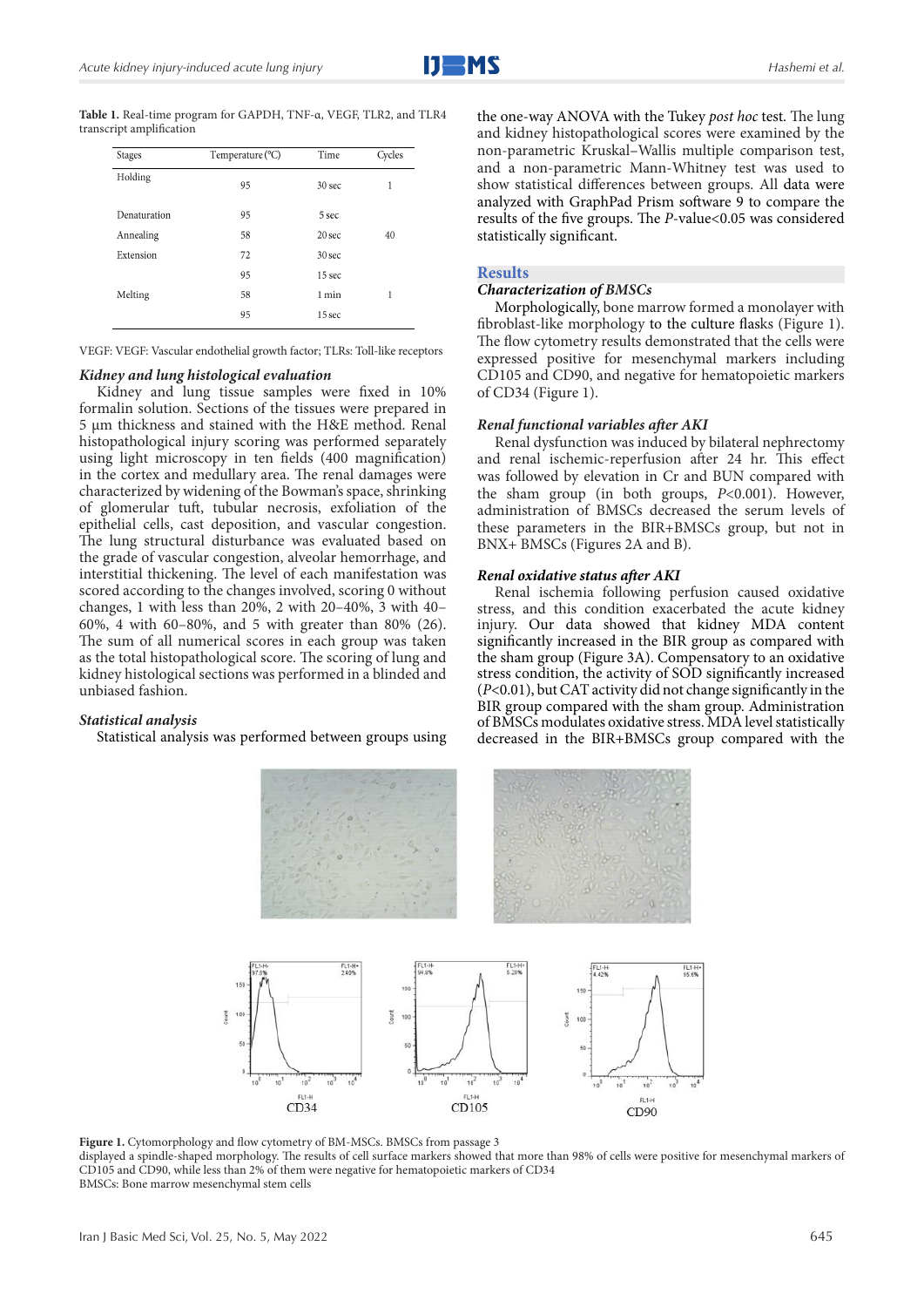**Table 1.** Real-time program for GAPDH, TNF-α, VEGF, TLR2, and TLR4 transcript amplification

| Stages | Temperature (°C) | Time | Cycles |
|---|---|---|---|
| Holding | 95 | 30 sec | 1 |
| Denaturation | 95 | 5 sec | |
| Annealing | 58 | 20 sec | 40 |
| Extension | 72 | 30 sec | |
| | 95 | 15 sec | |
| Melting | 58 | 1 min | 1 |
| | 95 | 15 sec | |

VEGF: VEGF: Vascular endothelial growth factor; TLRs: Toll-like receptors

### *Kidney and lung histological evaluation*

Kidney and lung tissue samples were fixed in 10% formalin solution. Sections of the tissues were prepared in 5 µm thickness and stained with the H&E method. Renal histopathological injury scoring was performed separately using light microscopy in ten fields (400 magnification) in the cortex and medullary area. The renal damages were characterized by widening of the Bowman's space, shrinking of glomerular tuft, tubular necrosis, exfoliation of the epithelial cells, cast deposition, and vascular congestion. The lung structural disturbance was evaluated based on the grade of vascular congestion, alveolar hemorrhage, and interstitial thickening. The level of each manifestation was scored according to the changes involved, scoring 0 without changes, 1 with less than 20%, 2 with 20–40%, 3 with 40–60%, 4 with 60–80%, and 5 with greater than 80% (26). The sum of all numerical scores in each group was taken as the total histopathological score. The scoring of lung and kidney histological sections was performed in a blinded and unbiased fashion.

### *Statistical analysis*

Statistical analysis was performed between groups using the one-way ANOVA with the Tukey *post hoc* test. The lung and kidney histopathological scores were examined by the non-parametric Kruskal–Wallis multiple comparison test, and a non-parametric Mann-Whitney test was used to show statistical differences between groups. All data were analyzed with GraphPad Prism software 9 to compare the results of the five groups. The *P*-value<0.05 was considered statistically significant.

## Results

### *Characterization of BMSCs*

Morphologically, bone marrow formed a monolayer with fibroblast-like morphology to the culture flasks (Figure 1). The flow cytometry results demonstrated that the cells were expressed positive for mesenchymal markers including CD105 and CD90, and negative for hematopoietic markers of CD34 (Figure 1).

### *Renal functional variables after AKI*

Renal dysfunction was induced by bilateral nephrectomy and renal ischemic-reperfusion after 24 hr. This effect was followed by elevation in Cr and BUN compared with the sham group (in both groups, *P*<0.001). However, administration of BMSCs decreased the serum levels of these parameters in the BIR+BMSCs group, but not in BNX+ BMSCs (Figures 2A and B).

### *Renal oxidative status after AKI*

Renal ischemia following perfusion caused oxidative stress, and this condition exacerbated the acute kidney injury. Our data showed that kidney MDA content significantly increased in the BIR group as compared with the sham group (Figure 3A). Compensatory to an oxidative stress condition, the activity of SOD significantly increased (*P*<0.01), but CAT activity did not change significantly in the BIR group compared with the sham group. Administration of BMSCs modulates oxidative stress. MDA level statistically decreased in the BIR+BMSCs group compared with the

**Figure 1.** Cytomorphology and flow cytometry of BM-MSCs. BMSCs from passage 3 displayed a spindle-shaped morphology. The results of cell surface markers showed that more than 98% of cells were positive for mesenchymal markers of CD105 and CD90, while less than 2% of them were negative for hematopoietic markers of CD34

BMSCs: Bone marrow mesenchymal stem cells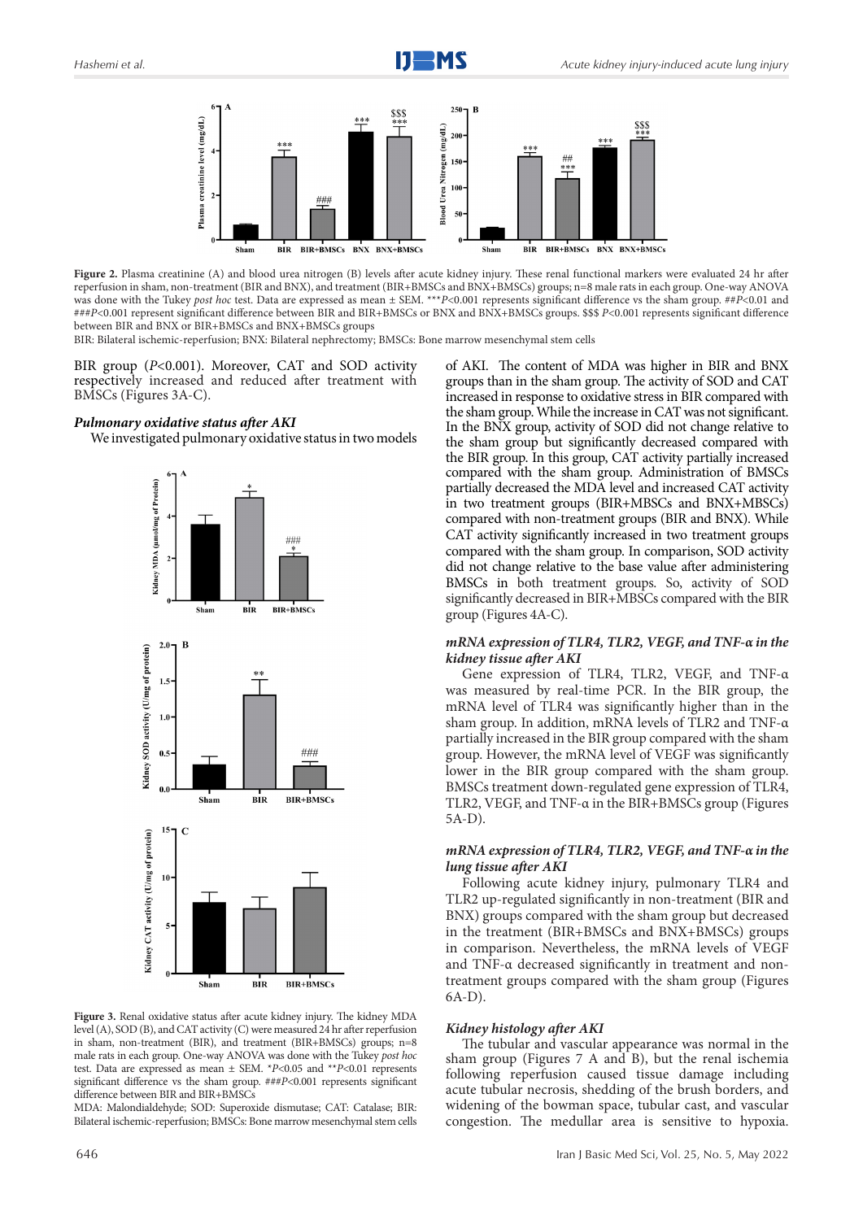**Figure 2.** Plasma creatinine (A) and blood urea nitrogen (B) levels after acute kidney injury. These renal functional markers were evaluated 24 hr after reperfusion in sham, non-treatment (BIR and BNX), and treatment (BIR+BMSCs and BNX+BMSCs) groups; n=8 male rats in each group. One-way ANOVA was done with the Tukey *post hoc* test. Data are expressed as mean ± SEM. ****P*<0.001 represents significant difference vs the sham group. ##*P*<0.01 and ###*P*<0.001 represent significant difference between BIR and BIR+BMSCs or BNX and BNX+BMSCs groups. $$$ *P*<0.001 represents significant difference between BIR and BNX or BIR+BMSCs and BNX+BMSCs groups

BIR: Bilateral ischemic-reperfusion; BNX: Bilateral nephrectomy; BMSCs: Bone marrow mesenchymal stem cells

BIR group (*P*<0.001). Moreover, CAT and SOD activity respectively increased and reduced after treatment with BMSCs (Figures 3A-C).

***Pulmonary oxidative status after AKI***

We investigated pulmonary oxidative status in two models of AKI. The content of MDA was higher in BIR and BNX groups than in the sham group. The activity of SOD and CAT increased in response to oxidative stress in BIR compared with the sham group. While the increase in CAT was not significant. In the BNX group, activity of SOD did not change relative to the sham group but significantly decreased compared with the BIR group. In this group, CAT activity partially increased compared with the sham group. Administration of BMSCs partially decreased the MDA level and increased CAT activity in two treatment groups (BIR+MBSCs and BNX+MBSCs) compared with non-treatment groups (BIR and BNX). While CAT activity significantly increased in two treatment groups compared with the sham group. In comparison, SOD activity did not change relative to the base value after administering BMSCs in both treatment groups. So, activity of SOD significantly decreased in BIR+MBSCs compared with the BIR group (Figures 4A-C).

**Figure 3.** Renal oxidative status after acute kidney injury. The kidney MDA level (A), SOD (B), and CAT activity (C) were measured 24 hr after reperfusion in sham, non-treatment (BIR), and treatment (BIR+BMSCs) groups; n=8 male rats in each group. One-way ANOVA was done with the Tukey *post hoc* test. Data are expressed as mean ± SEM. **P*<0.05 and ***P*<0.01 represents significant difference vs the sham group. ###*P*<0.001 represents significant difference between BIR and BIR+BMSCs

MDA: Malondialdehyde; SOD: Superoxide dismutase; CAT: Catalase; BIR: Bilateral ischemic-reperfusion; BMSCs: Bone marrow mesenchymal stem cells

***mRNA expression of TLR4, TLR2, VEGF, and TNF-α in the kidney tissue after AKI***

Gene expression of TLR4, TLR2, VEGF, and TNF-α was measured by real-time PCR. In the BIR group, the mRNA level of TLR4 was significantly higher than in the sham group. In addition, mRNA levels of TLR2 and TNF-α partially increased in the BIR group compared with the sham group. However, the mRNA level of VEGF was significantly lower in the BIR group compared with the sham group. BMSCs treatment down-regulated gene expression of TLR4, TLR2, VEGF, and TNF-α in the BIR+BMSCs group (Figures 5A-D).

***mRNA expression of TLR4, TLR2, VEGF, and TNF-α in the lung tissue after AKI***

Following acute kidney injury, pulmonary TLR4 and TLR2 up-regulated significantly in non-treatment (BIR and BNX) groups compared with the sham group but decreased in the treatment (BIR+BMSCs and BNX+BMSCs) groups in comparison. Nevertheless, the mRNA levels of VEGF and TNF-α decreased significantly in treatment and non-treatment groups compared with the sham group (Figures 6A-D).

***Kidney histology after AKI***

The tubular and vascular appearance was normal in the sham group (Figures 7 A and B), but the renal ischemia following reperfusion caused tissue damage including acute tubular necrosis, shedding of the brush borders, and widening of the bowman space, tubular cast, and vascular congestion. The medullar area is sensitive to hypoxia.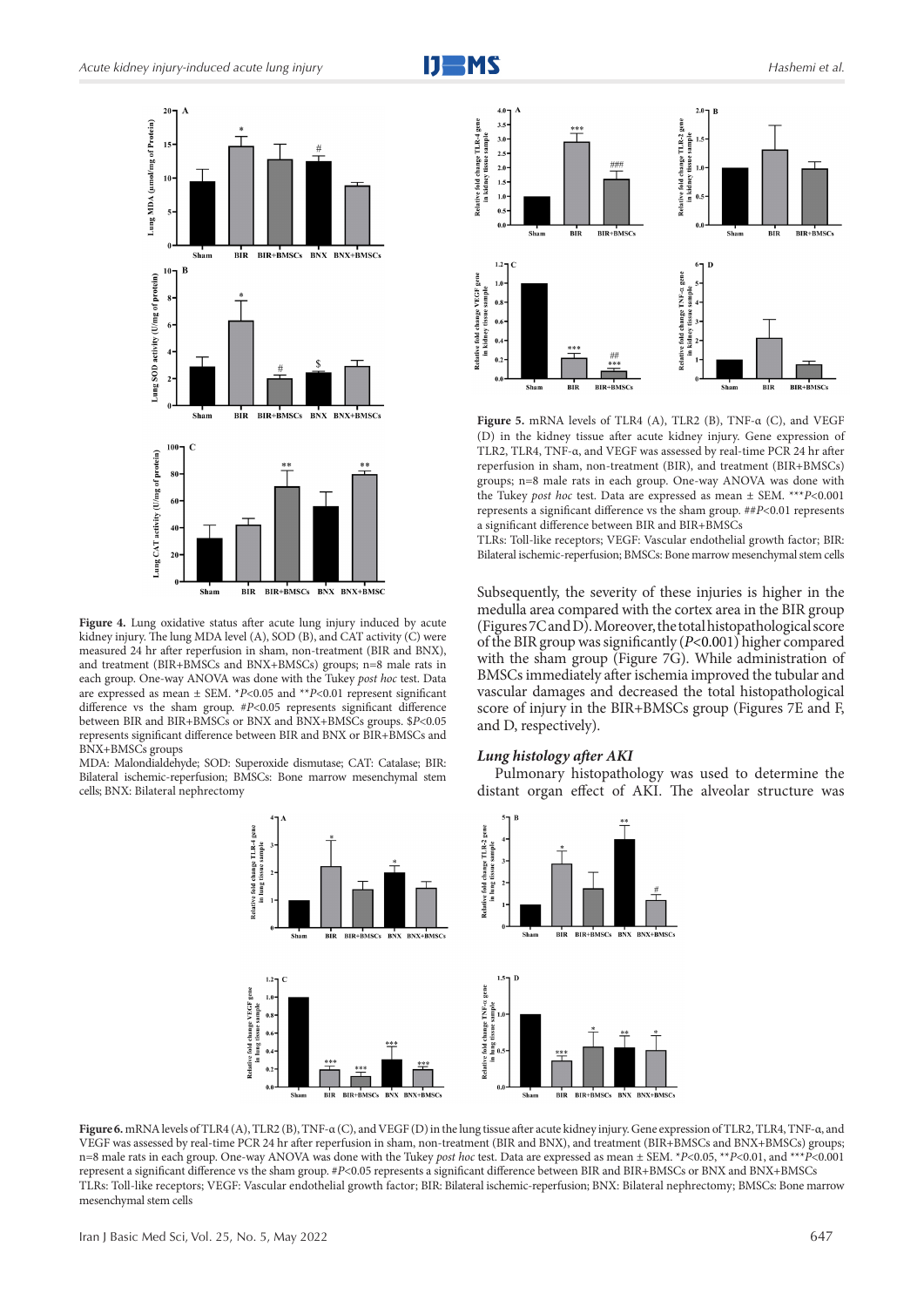**Figure 4.** Lung oxidative status after acute lung injury induced by acute kidney injury. The lung MDA level (A), SOD (B), and CAT activity (C) were measured 24 hr after reperfusion in sham, non-treatment (BIR and BNX), and treatment (BIR+BMSCs and BNX+BMSCs) groups; n=8 male rats in each group. One-way ANOVA was done with the Tukey *post hoc* test. Data are expressed as mean ± SEM. *$P$<0.05 and **$P$<0.01 represent significant difference vs the sham group. #$P$<0.05 represents significant difference between BIR and BIR+BMSCs or BNX and BNX+BMSCs groups. $$P$<0.05 represents significant difference between BIR and BNX or BIR+BMSCs and BNX+BMSCs groups

MDA: Malondialdehyde; SOD: Superoxide dismutase; CAT: Catalase; BIR: Bilateral ischemic-reperfusion; BMSCs: Bone marrow mesenchymal stem cells; BNX: Bilateral nephrectomy

**Figure 5.** mRNA levels of TLR4 (A), TLR2 (B), TNF-α (C), and VEGF (D) in the kidney tissue after acute kidney injury. Gene expression of TLR2, TLR4, TNF-α, and VEGF was assessed by real-time PCR 24 hr after reperfusion in sham, non-treatment (BIR), and treatment (BIR+BMSCs) groups; n=8 male rats in each group. One-way ANOVA was done with the Tukey *post hoc* test. Data are expressed as mean ± SEM. ***$P$<0.001 represents a significant difference vs the sham group. ##$P$<0.01 represents a significant difference between BIR and BIR+BMSCs

TLRs: Toll-like receptors; VEGF: Vascular endothelial growth factor; BIR: Bilateral ischemic-reperfusion; BMSCs: Bone marrow mesenchymal stem cells

Subsequently, the severity of these injuries is higher in the medulla area compared with the cortex area in the BIR group (Figures 7C and D). Moreover, the total histopathological score of the BIR group was significantly ($P$<0.001) higher compared with the sham group (Figure 7G). While administration of BMSCs immediately after ischemia improved the tubular and vascular damages and decreased the total histopathological score of injury in the BIR+BMSCs group (Figures 7E and F, and D, respectively).

### *Lung histology after AKI*

Pulmonary histopathology was used to determine the distant organ effect of AKI. The alveolar structure was

**Figure 6.** mRNA levels of TLR4 (A), TLR2 (B), TNF-α (C), and VEGF (D) in the lung tissue after acute kidney injury. Gene expression of TLR2, TLR4, TNF-α, and VEGF was assessed by real-time PCR 24 hr after reperfusion in sham, non-treatment (BIR and BNX), and treatment (BIR+BMSCs and BNX+BMSCs) groups; n=8 male rats in each group. One-way ANOVA was done with the Tukey *post hoc* test. Data are expressed as mean ± SEM. *$P$<0.05, **$P$<0.01, and ***$P$<0.001 represent a significant difference vs the sham group. #$P$<0.05 represents a significant difference between BIR and BIR+BMSCs or BNX and BNX+BMSCs

TLRs: Toll-like receptors; VEGF: Vascular endothelial growth factor; BIR: Bilateral ischemic-reperfusion; BNX: Bilateral nephrectomy; BMSCs: Bone marrow mesenchymal stem cells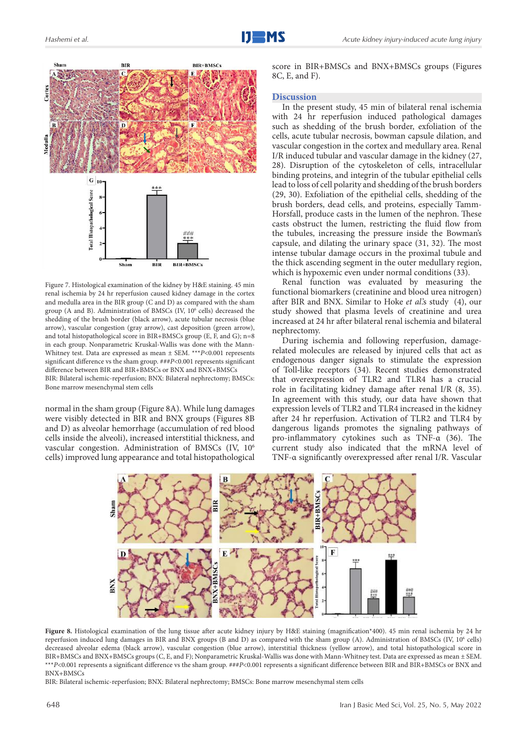Figure 7. Histological examination of the kidney by H&E staining. 45 min renal ischemia by 24 hr reperfusion caused kidney damage in the cortex and medulla area in the BIR group (C and D) as compared with the sham group (A and B). Administration of BMSCs (IV, $10^6$ cells) decreased the shedding of the brush border (black arrow), acute tubular necrosis (blue arrow), vascular congestion (gray arrow), cast deposition (green arrow), and total histopathological score in BIR+BMSCs group (E, F, and G); n=8 in each group. Nonparametric Kruskal-Wallis was done with the Mann-Whitney test. Data are expressed as mean ± SEM. ***$P$<0.001 represents significant difference vs the sham group. ###$P$<0.001 represents significant difference between BIR and BIR+BMSCs or BNX and BNX+BMSCs

BIR: Bilateral ischemic-reperfusion; BNX: Bilateral nephrectomy; BMSCs: Bone marrow mesenchymal stem cells

normal in the sham group (Figure 8A). While lung damages were visibly detected in BIR and BNX groups (Figures 8B and D) as alveolar hemorrhage (accumulation of red blood cells inside the alveoli), increased interstitial thickness, and vascular congestion. Administration of BMSCs (IV, $10^6$ cells) improved lung appearance and total histopathological score in BIR+BMSCs and BNX+BMSCs groups (Figures 8C, E, and F).

## Discussion

In the present study, 45 min of bilateral renal ischemia with 24 hr reperfusion induced pathological damages such as shedding of the brush border, exfoliation of the cells, acute tubular necrosis, bowman capsule dilation, and vascular congestion in the cortex and medullary area. Renal I/R induced tubular and vascular damage in the kidney (27, 28). Disruption of the cytoskeleton of cells, intracellular binding proteins, and integrin of the tubular epithelial cells lead to loss of cell polarity and shedding of the brush borders (29, 30). Exfoliation of the epithelial cells, shedding of the brush borders, dead cells, and proteins, especially Tamm-Horsfall, produce casts in the lumen of the nephron. These casts obstruct the lumen, restricting the fluid flow from the tubules, increasing the pressure inside the Bowman's capsule, and dilating the urinary space (31, 32). The most intense tubular damage occurs in the proximal tubule and the thick ascending segment in the outer medullary region, which is hypoxemic even under normal conditions (33).

Renal function was evaluated by measuring the functional biomarkers (creatinine and blood urea nitrogen) after BIR and BNX. Similar to Hoke *et al.*'s study (4), our study showed that plasma levels of creatinine and urea increased at 24 hr after bilateral renal ischemia and bilateral nephrectomy.

During ischemia and following reperfusion, damage-related molecules are released by injured cells that act as endogenous danger signals to stimulate the expression of Toll-like receptors (34). Recent studies demonstrated that overexpression of TLR2 and TLR4 has a crucial role in facilitating kidney damage after renal I/R (8, 35). In agreement with this study, our data have shown that expression levels of TLR2 and TLR4 increased in the kidney after 24 hr reperfusion. Activation of TLR2 and TLR4 by dangerous ligands promotes the signaling pathways of pro-inflammatory cytokines such as TNF-α (36). The current study also indicated that the mRNA level of TNF-α significantly overexpressed after renal I/R. Vascular

**Figure 8.** Histological examination of the lung tissue after acute kidney injury by H&E staining (magnification*400). 45 min renal ischemia by 24 hr reperfusion induced lung damages in BIR and BNX groups (B and D) as compared with the sham group (A). Administration of BMSCs (IV, $10^6$ cells) decreased alveolar edema (black arrow), vascular congestion (blue arrow), interstitial thickness (yellow arrow), and total histopathological score in BIR+BMSCs and BNX+BMSCs groups (C, E, and F); Nonparametric Kruskal-Wallis was done with Mann-Whitney test. Data are expressed as mean ± SEM. ***$P$<0.001 represents a significant difference vs the sham group. ###$P$<0.001 represents a significant difference between BIR and BIR+BMSCs or BNX and BNX+BMSCs

BIR: Bilateral ischemic-reperfusion; BNX: Bilateral nephrectomy; BMSCs: Bone marrow mesenchymal stem cells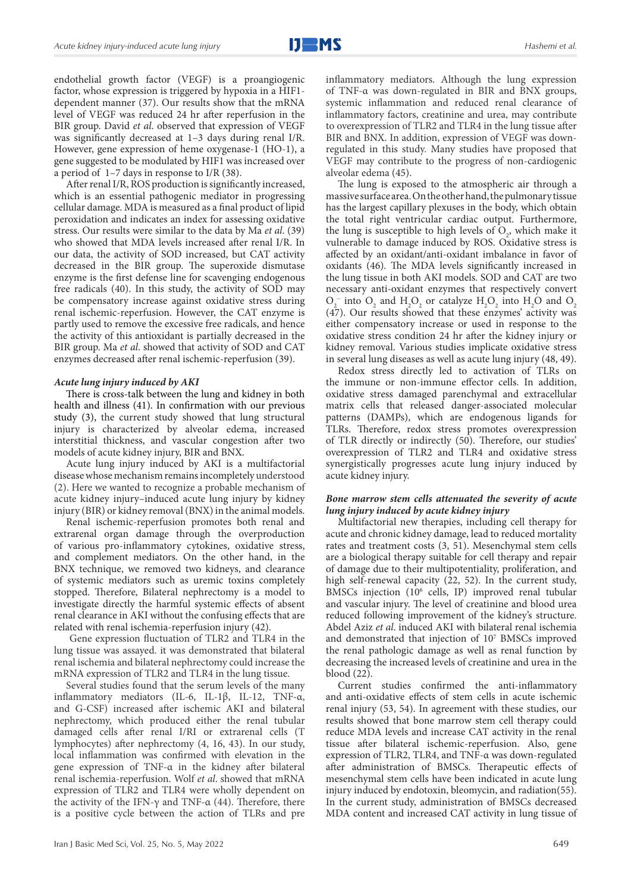endothelial growth factor (VEGF) is a proangiogenic factor, whose expression is triggered by hypoxia in a HIF1-dependent manner (37). Our results show that the mRNA level of VEGF was reduced 24 hr after reperfusion in the BIR group. David *et al*. observed that expression of VEGF was significantly decreased at 1–3 days during renal I/R. However, gene expression of heme oxygenase-1 (HO-1), a gene suggested to be modulated by HIF1 was increased over a period of 1–7 days in response to I/R (38).

After renal I/R, ROS production is significantly increased, which is an essential pathogenic mediator in progressing cellular damage. MDA is measured as a final product of lipid peroxidation and indicates an index for assessing oxidative stress. Our results were similar to the data by Ma *et al*. (39) who showed that MDA levels increased after renal I/R. In our data, the activity of SOD increased, but CAT activity decreased in the BIR group. The superoxide dismutase enzyme is the first defense line for scavenging endogenous free radicals (40). In this study, the activity of SOD may be compensatory increase against oxidative stress during renal ischemic-reperfusion. However, the CAT enzyme is partly used to remove the excessive free radicals, and hence the activity of this antioxidant is partially decreased in the BIR group. Ma *et al*. showed that activity of SOD and CAT enzymes decreased after renal ischemic-reperfusion (39).

### *Acute lung injury induced by AKI*

There is cross-talk between the lung and kidney in both health and illness (41). In confirmation with our previous study (3), the current study showed that lung structural injury is characterized by alveolar edema, increased interstitial thickness, and vascular congestion after two models of acute kidney injury, BIR and BNX.

Acute lung injury induced by AKI is a multifactorial disease whose mechanism remains incompletely understood (2). Here we wanted to recognize a probable mechanism of acute kidney injury–induced acute lung injury by kidney injury (BIR) or kidney removal (BNX) in the animal models.

Renal ischemic-reperfusion promotes both renal and extrarenal organ damage through the overproduction of various pro-inflammatory cytokines, oxidative stress, and complement mediators. On the other hand, in the BNX technique, we removed two kidneys, and clearance of systemic mediators such as uremic toxins completely stopped. Therefore, Bilateral nephrectomy is a model to investigate directly the harmful systemic effects of absent renal clearance in AKI without the confusing effects that are related with renal ischemia-reperfusion injury (42).

Gene expression fluctuation of TLR2 and TLR4 in the lung tissue was assayed. it was demonstrated that bilateral renal ischemia and bilateral nephrectomy could increase the mRNA expression of TLR2 and TLR4 in the lung tissue.

Several studies found that the serum levels of the many inflammatory mediators (IL-6, IL-1β, IL-12, TNF-α, and G-CSF) increased after ischemic AKI and bilateral nephrectomy, which produced either the renal tubular damaged cells after renal I/RI or extrarenal cells (T lymphocytes) after nephrectomy (4, 16, 43). In our study, local inflammation was confirmed with elevation in the gene expression of TNF-α in the kidney after bilateral renal ischemia-reperfusion. Wolf *et al*. showed that mRNA expression of TLR2 and TLR4 were wholly dependent on the activity of the IFN-γ and TNF-α (44). Therefore, there is a positive cycle between the action of TLRs and pre inflammatory mediators. Although the lung expression of TNF-α was down-regulated in BIR and BNX groups, systemic inflammation and reduced renal clearance of inflammatory factors, creatinine and urea, may contribute to overexpression of TLR2 and TLR4 in the lung tissue after BIR and BNX. In addition, expression of VEGF was down-regulated in this study. Many studies have proposed that VEGF may contribute to the progress of non-cardiogenic alveolar edema (45).

The lung is exposed to the atmospheric air through a massive surface area. On the other hand, the pulmonary tissue has the largest capillary plexuses in the body, which obtain the total right ventricular cardiac output. Furthermore, the lung is susceptible to high levels of $O_2$, which make it vulnerable to damage induced by ROS. Oxidative stress is affected by an oxidant/anti-oxidant imbalance in favor of oxidants (46). The MDA levels significantly increased in the lung tissue in both AKI models. SOD and CAT are two necessary anti-oxidant enzymes that respectively convert $O_2^-$ into $O_2$ and $H_2O_2$ or catalyze $H_2O_2$ into $H_2O$ and $O_2$ (47). Our results showed that these enzymes' activity was either compensatory increase or used in response to the oxidative stress condition 24 hr after the kidney injury or kidney removal. Various studies implicate oxidative stress in several lung diseases as well as acute lung injury (48, 49).

Redox stress directly led to activation of TLRs on the immune or non-immune effector cells. In addition, oxidative stress damaged parenchymal and extracellular matrix cells that released danger-associated molecular patterns (DAMPs), which are endogenous ligands for TLRs. Therefore, redox stress promotes overexpression of TLR directly or indirectly (50). Therefore, our studies' overexpression of TLR2 and TLR4 and oxidative stress synergistically progresses acute lung injury induced by acute kidney injury.

### *Bone marrow stem cells attenuated the severity of acute lung injury induced by acute kidney injury*

Multifactorial new therapies, including cell therapy for acute and chronic kidney damage, lead to reduced mortality rates and treatment costs (3, 51). Mesenchymal stem cells are a biological therapy suitable for cell therapy and repair of damage due to their multipotentiality, proliferation, and high self-renewal capacity (22, 52). In the current study, BMSCs injection ($10^6$ cells, IP) improved renal tubular and vascular injury. The level of creatinine and blood urea reduced following improvement of the kidney's structure. Abdel Aziz *et al*. induced AKI with bilateral renal ischemia and demonstrated that injection of $10^7$ BMSCs improved the renal pathologic damage as well as renal function by decreasing the increased levels of creatinine and urea in the blood (22).

Current studies confirmed the anti-inflammatory and anti-oxidative effects of stem cells in acute ischemic renal injury (53, 54). In agreement with these studies, our results showed that bone marrow stem cell therapy could reduce MDA levels and increase CAT activity in the renal tissue after bilateral ischemic-reperfusion. Also, gene expression of TLR2, TLR4, and TNF-α was down-regulated after administration of BMSCs. Therapeutic effects of mesenchymal stem cells have been indicated in acute lung injury induced by endotoxin, bleomycin, and radiation(55). In the current study, administration of BMSCs decreased MDA content and increased CAT activity in lung tissue of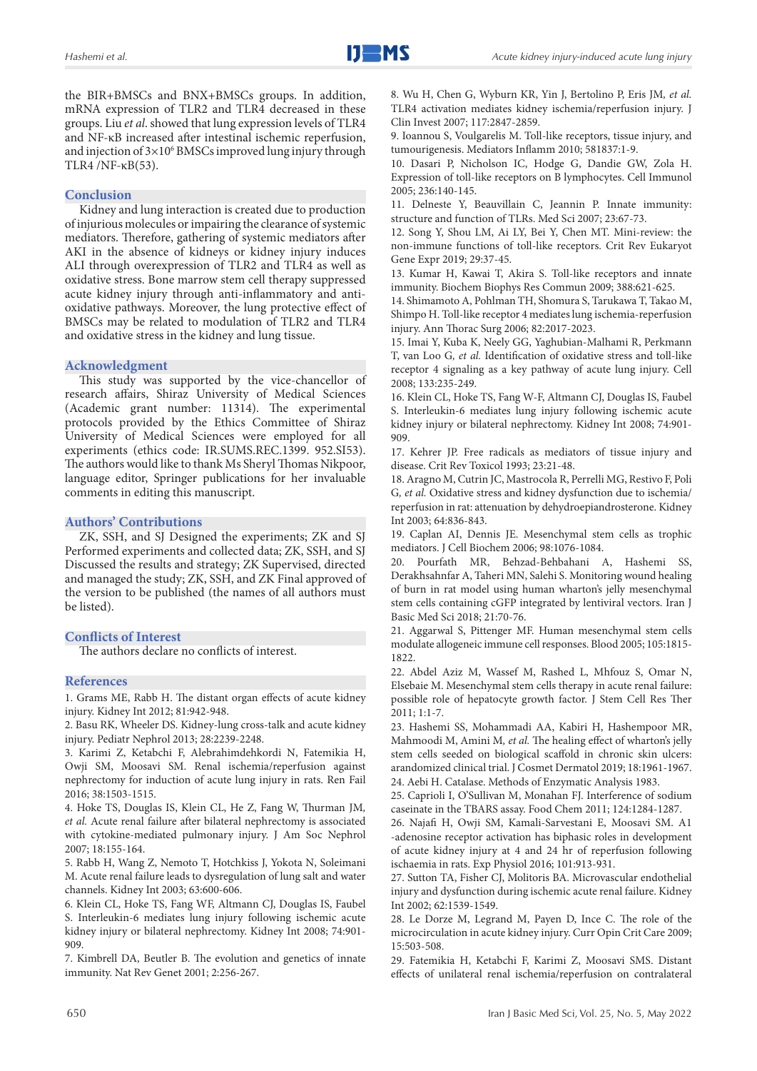the BIR+BMSCs and BNX+BMSCs groups. In addition, mRNA expression of TLR2 and TLR4 decreased in these groups. Liu *et al*. showed that lung expression levels of TLR4 and NF-κB increased after intestinal ischemic reperfusion, and injection of $3\times10^6$ BMSCs improved lung injury through TLR4 /NF-κB(53).

## Conclusion

Kidney and lung interaction is created due to production of injurious molecules or impairing the clearance of systemic mediators. Therefore, gathering of systemic mediators after AKI in the absence of kidneys or kidney injury induces ALI through overexpression of TLR2 and TLR4 as well as oxidative stress. Bone marrow stem cell therapy suppressed acute kidney injury through anti-inflammatory and anti-oxidative pathways. Moreover, the lung protective effect of BMSCs may be related to modulation of TLR2 and TLR4 and oxidative stress in the kidney and lung tissue.

## Acknowledgment

This study was supported by the vice-chancellor of research affairs, Shiraz University of Medical Sciences (Academic grant number: 11314). The experimental protocols provided by the Ethics Committee of Shiraz University of Medical Sciences were employed for all experiments (ethics code: IR.SUMS.REC.1399. 952.SI53). The authors would like to thank Ms Sheryl Thomas Nikpoor, language editor, Springer publications for her invaluable comments in editing this manuscript.

## Authors' Contributions

ZK, SSH, and SJ Designed the experiments; ZK and SJ Performed experiments and collected data; ZK, SSH, and SJ Discussed the results and strategy; ZK Supervised, directed and managed the study; ZK, SSH, and ZK Final approved of the version to be published (the names of all authors must be listed).

## Conflicts of Interest

The authors declare no conflicts of interest.

## References

1. Grams ME, Rabb H. The distant organ effects of acute kidney injury. Kidney Int 2012; 81:942-948.
2. Basu RK, Wheeler DS. Kidney-lung cross-talk and acute kidney injury. Pediatr Nephrol 2013; 28:2239-2248.
3. Karimi Z, Ketabchi F, Alebrahimdehkordi N, Fatemikia H, Owji SM, Moosavi SM. Renal ischemia/reperfusion against nephrectomy for induction of acute lung injury in rats. Ren Fail 2016; 38:1503-1515.
4. Hoke TS, Douglas IS, Klein CL, He Z, Fang W, Thurman JM, *et al.* Acute renal failure after bilateral nephrectomy is associated with cytokine-mediated pulmonary injury. J Am Soc Nephrol 2007; 18:155-164.
5. Rabb H, Wang Z, Nemoto T, Hotchkiss J, Yokota N, Soleimani M. Acute renal failure leads to dysregulation of lung salt and water channels. Kidney Int 2003; 63:600-606.
6. Klein CL, Hoke TS, Fang WF, Altmann CJ, Douglas IS, Faubel S. Interleukin-6 mediates lung injury following ischemic acute kidney injury or bilateral nephrectomy. Kidney Int 2008; 74:901-909.
7. Kimbrell DA, Beutler B. The evolution and genetics of innate immunity. Nat Rev Genet 2001; 2:256-267.
8. Wu H, Chen G, Wyburn KR, Yin J, Bertolino P, Eris JM, *et al.* TLR4 activation mediates kidney ischemia/reperfusion injury. J Clin Invest 2007; 117:2847-2859.
9. Ioannou S, Voulgarelis M. Toll-like receptors, tissue injury, and tumourigenesis. Mediators Inflamm 2010; 581837:1-9.
10. Dasari P, Nicholson IC, Hodge G, Dandie GW, Zola H. Expression of toll-like receptors on B lymphocytes. Cell Immunol 2005; 236:140-145.
11. Delneste Y, Beauvillain C, Jeannin P. Innate immunity: structure and function of TLRs. Med Sci 2007; 23:67-73.
12. Song Y, Shou LM, Ai LY, Bei Y, Chen MT. Mini-review: the non-immune functions of toll-like receptors. Crit Rev Eukaryot Gene Expr 2019; 29:37-45.
13. Kumar H, Kawai T, Akira S. Toll-like receptors and innate immunity. Biochem Biophys Res Commun 2009; 388:621-625.
14. Shimamoto A, Pohlman TH, Shomura S, Tarukawa T, Takao M, Shimpo H. Toll-like receptor 4 mediates lung ischemia-reperfusion injury. Ann Thorac Surg 2006; 82:2017-2023.
15. Imai Y, Kuba K, Neely GG, Yaghubian-Malhami R, Perkmann T, van Loo G, *et al.* Identification of oxidative stress and toll-like receptor 4 signaling as a key pathway of acute lung injury. Cell 2008; 133:235-249.
16. Klein CL, Hoke TS, Fang W-F, Altmann CJ, Douglas IS, Faubel S. Interleukin-6 mediates lung injury following ischemic acute kidney injury or bilateral nephrectomy. Kidney Int 2008; 74:901-909.
17. Kehrer JP. Free radicals as mediators of tissue injury and disease. Crit Rev Toxicol 1993; 23:21-48.
18. Aragno M, Cutrin JC, Mastrocola R, Perrelli MG, Restivo F, Poli G, *et al.* Oxidative stress and kidney dysfunction due to ischemia/reperfusion in rat: attenuation by dehydroepiandrosterone. Kidney Int 2003; 64:836-843.
19. Caplan AI, Dennis JE. Mesenchymal stem cells as trophic mediators. J Cell Biochem 2006; 98:1076-1084.
20. Pourfath MR, Behzad-Behbahani A, Hashemi SS, Derakhsahnfar A, Taheri MN, Salehi S. Monitoring wound healing of burn in rat model using human wharton's jelly mesenchymal stem cells containing cGFP integrated by lentiviral vectors. Iran J Basic Med Sci 2018; 21:70-76.
21. Aggarwal S, Pittenger MF. Human mesenchymal stem cells modulate allogeneic immune cell responses. Blood 2005; 105:1815-1822.
22. Abdel Aziz M, Wassef M, Rashed L, Mhfouz S, Omar N, Elsebaie M. Mesenchymal stem cells therapy in acute renal failure: possible role of hepatocyte growth factor. J Stem Cell Res Ther 2011; 1:1-7.
23. Hashemi SS, Mohammadi AA, Kabiri H, Hashempoor MR, Mahmoodi M, Amini M, *et al.* The healing effect of wharton's jelly stem cells seeded on biological scaffold in chronic skin ulcers: arandomized clinical trial. J Cosmet Dermatol 2019; 18:1961-1967.
24. Aebi H. Catalase. Methods of Enzymatic Analysis 1983.
25. Caprioli I, O'Sullivan M, Monahan FJ. Interference of sodium caseinate in the TBARS assay. Food Chem 2011; 124:1284-1287.
26. Najafi H, Owji SM, Kamali-Sarvestani E, Moosavi SM. A1 -adenosine receptor activation has biphasic roles in development of acute kidney injury at 4 and 24 hr of reperfusion following ischaemia in rats. Exp Physiol 2016; 101:913-931.
27. Sutton TA, Fisher CJ, Molitoris BA. Microvascular endothelial injury and dysfunction during ischemic acute renal failure. Kidney Int 2002; 62:1539-1549.
28. Le Dorze M, Legrand M, Payen D, Ince C. The role of the microcirculation in acute kidney injury. Curr Opin Crit Care 2009; 15:503-508.
29. Fatemikia H, Ketabchi F, Karimi Z, Moosavi SMS. Distant effects of unilateral renal ischemia/reperfusion on contralateral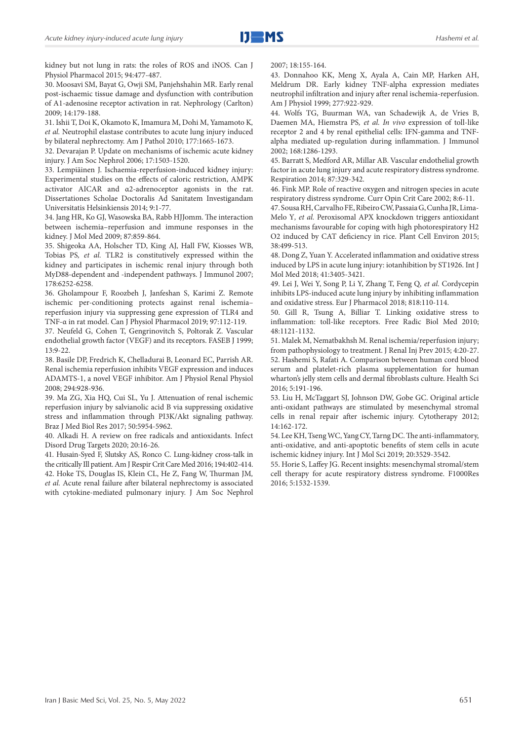kidney but not lung in rats: the roles of ROS and iNOS. Can J Physiol Pharmacol 2015; 94:477-487.

30. Moosavi SM, Bayat G, Owji SM, Panjehshahin MR. Early renal post-ischaemic tissue damage and dysfunction with contribution of A1-adenosine receptor activation in rat. Nephrology (Carlton) 2009; 14:179-188.

31. Ishii T, Doi K, Okamoto K, Imamura M, Dohi M, Yamamoto K, *et al.* Neutrophil elastase contributes to acute lung injury induced by bilateral nephrectomy. Am J Pathol 2010; 177:1665-1673.

32. Devarajan P. Update on mechanisms of ischemic acute kidney injury. J Am Soc Nephrol 2006; 17:1503-1520.

33. Lempiäinen J. Ischaemia-reperfusion-induced kidney injury: Experimental studies on the effects of caloric restriction, AMPK activator AICAR and α2-adrenoceptor agonists in the rat. Dissertationes Scholae Doctoralis Ad Sanitatem Investigandam Universitatis Helsinkiensis 2014; 9:1-77.

34. Jang HR, Ko GJ, Wasowska BA, Rabb HJJomm. The interaction between ischemia–reperfusion and immune responses in the kidney. J Mol Med 2009; 87:859-864.

35. Shigeoka AA, Holscher TD, King AJ, Hall FW, Kiosses WB, Tobias PS, *et al.* TLR2 is constitutively expressed within the kidney and participates in ischemic renal injury through both MyD88-dependent and -independent pathways. J Immunol 2007; 178:6252-6258.

36. Gholampour F, Roozbeh J, Janfeshan S, Karimi Z. Remote ischemic per-conditioning protects against renal ischemia–reperfusion injury via suppressing gene expression of TLR4 and TNF-α in rat model. Can J Physiol Pharmacol 2019; 97:112-119.

37. Neufeld G, Cohen T, Gengrinovitch S, Poltorak Z. Vascular endothelial growth factor (VEGF) and its receptors. FASEB J 1999; 13:9-22.

38. Basile DP, Fredrich K, Chelladurai B, Leonard EC, Parrish AR. Renal ischemia reperfusion inhibits VEGF expression and induces ADAMTS-1, a novel VEGF inhibitor. Am J Physiol Renal Physiol 2008; 294:928-936.

39. Ma ZG, Xia HQ, Cui SL, Yu J. Attenuation of renal ischemic reperfusion injury by salvianolic acid B via suppressing oxidative stress and inflammation through PI3K/Akt signaling pathway. Braz J Med Biol Res 2017; 50:5954-5962.

40. Alkadi H. A review on free radicals and antioxidants. Infect Disord Drug Targets 2020; 20:16-26.

41. Husain-Syed F, Slutsky AS, Ronco C. Lung-kidney cross-talk in the critically Ill patient. Am J Respir Crit Care Med 2016; 194:402-414.

42. Hoke TS, Douglas IS, Klein CL, He Z, Fang W, Thurman JM, *et al.* Acute renal failure after bilateral nephrectomy is associated with cytokine-mediated pulmonary injury. J Am Soc Nephrol 2007; 18:155-164.

43. Donnahoo KK, Meng X, Ayala A, Cain MP, Harken AH, Meldrum DR. Early kidney TNF-alpha expression mediates neutrophil infiltration and injury after renal ischemia-reperfusion. Am J Physiol 1999; 277:922-929.

44. Wolfs TG, Buurman WA, van Schadewijk A, de Vries B, Daemen MA, Hiemstra PS, *et al. In vivo* expression of toll-like receptor 2 and 4 by renal epithelial cells: IFN-gamma and TNF-alpha mediated up-regulation during inflammation. J Immunol 2002; 168:1286-1293.

45. Barratt S, Medford AR, Millar AB. Vascular endothelial growth factor in acute lung injury and acute respiratory distress syndrome. Respiration 2014; 87:329-342.

46. Fink MP. Role of reactive oxygen and nitrogen species in acute respiratory distress syndrome. Curr Opin Crit Care 2002; 8:6-11.

47. Sousa RH, Carvalho FE, Ribeiro CW, Passaia G, Cunha JR, Lima-Melo Y, *et al.* Peroxisomal APX knockdown triggers antioxidant mechanisms favourable for coping with high photorespiratory H2 O2 induced by CAT deficiency in rice. Plant Cell Environ 2015; 38:499-513.

48. Dong Z, Yuan Y. Accelerated inflammation and oxidative stress induced by LPS in acute lung injury: iotanhibition by ST1926. Int J Mol Med 2018; 41:3405-3421.

49. Lei J, Wei Y, Song P, Li Y, Zhang T, Feng Q, *et al.* Cordycepin inhibits LPS-induced acute lung injury by inhibiting inflammation and oxidative stress. Eur J Pharmacol 2018; 818:110-114.

50. Gill R, Tsung A, Billiar T. Linking oxidative stress to inflammation: toll-like receptors. Free Radic Biol Med 2010; 48:1121-1132.

51. Malek M, Nematbakhsh M. Renal ischemia/reperfusion injury; from pathophysiology to treatment. J Renal Inj Prev 2015; 4:20-27.

52. Hashemi S, Rafati A. Comparison between human cord blood serum and platelet-rich plasma supplementation for human wharton's jelly stem cells and dermal fibroblasts culture. Health Sci 2016; 5:191-196.

53. Liu H, McTaggart SJ, Johnson DW, Gobe GC. Original article anti-oxidant pathways are stimulated by mesenchymal stromal cells in renal repair after ischemic injury. Cytotherapy 2012; 14:162-172.

54. Lee KH, Tseng WC, Yang CY, Tarng DC. The anti-inflammatory, anti-oxidative, and anti-apoptotic benefits of stem cells in acute ischemic kidney injury. Int J Mol Sci 2019; 20:3529-3542.

55. Horie S, Laffey JG. Recent insights: mesenchymal stromal/stem cell therapy for acute respiratory distress syndrome. F1000Res 2016; 5:1532-1539.